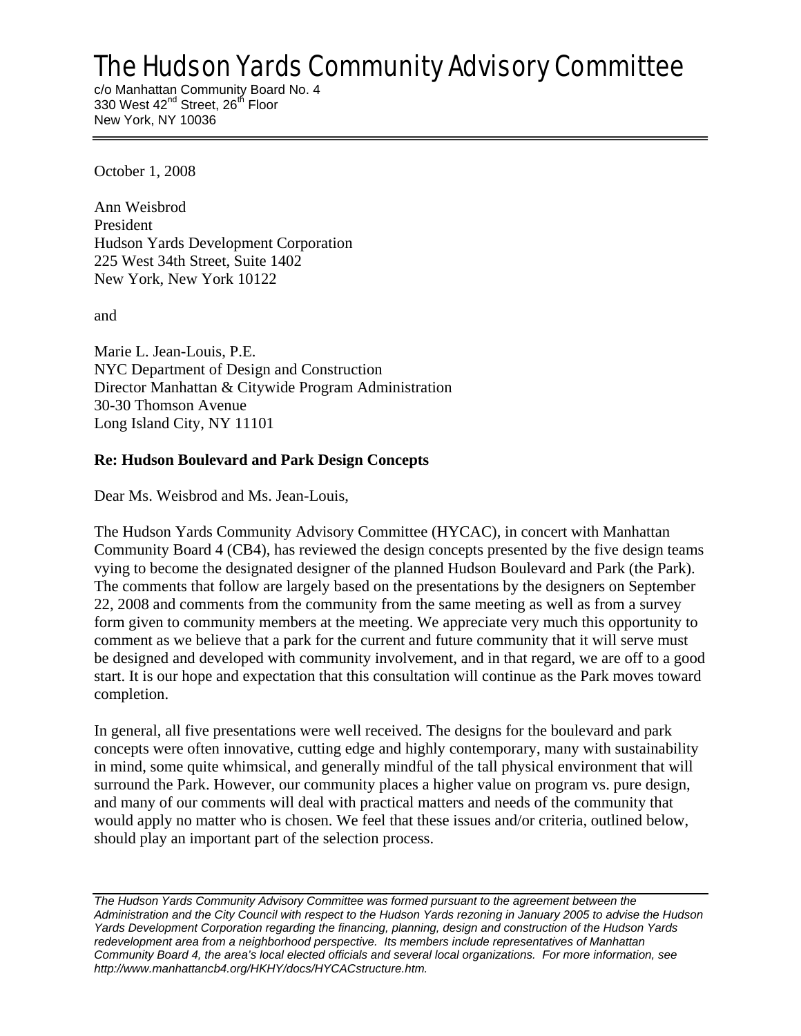# The Hudson Yards Community Advisory Committee

c/o Manhattan Community Board No. 4
330 West 42nd Street, 26th Floor
New York, NY 10036

---

October 1, 2008

Ann Weisbrod
President
Hudson Yards Development Corporation
225 West 34th Street, Suite 1402
New York, New York 10122

and

Marie L. Jean-Louis, P.E.
NYC Department of Design and Construction
Director Manhattan & Citywide Program Administration
30-30 Thomson Avenue
Long Island City, NY 11101

**Re: Hudson Boulevard and Park Design Concepts**

Dear Ms. Weisbrod and Ms. Jean-Louis,

The Hudson Yards Community Advisory Committee (HYCAC), in concert with Manhattan Community Board 4 (CB4), has reviewed the design concepts presented by the five design teams vying to become the designated designer of the planned Hudson Boulevard and Park (the Park). The comments that follow are largely based on the presentations by the designers on September 22, 2008 and comments from the community from the same meeting as well as from a survey form given to community members at the meeting. We appreciate very much this opportunity to comment as we believe that a park for the current and future community that it will serve must be designed and developed with community involvement, and in that regard, we are off to a good start. It is our hope and expectation that this consultation will continue as the Park moves toward completion.

In general, all five presentations were well received. The designs for the boulevard and park concepts were often innovative, cutting edge and highly contemporary, many with sustainability in mind, some quite whimsical, and generally mindful of the tall physical environment that will surround the Park. However, our community places a higher value on program vs. pure design, and many of our comments will deal with practical matters and needs of the community that would apply no matter who is chosen. We feel that these issues and/or criteria, outlined below, should play an important part of the selection process.

---

*The Hudson Yards Community Advisory Committee was formed pursuant to the agreement between the Administration and the City Council with respect to the Hudson Yards rezoning in January 2005 to advise the Hudson Yards Development Corporation regarding the financing, planning, design and construction of the Hudson Yards redevelopment area from a neighborhood perspective. Its members include representatives of Manhattan Community Board 4, the area's local elected officials and several local organizations. For more information, see http://www.manhattancb4.org/HKHY/docs/HYCACstructure.htm.*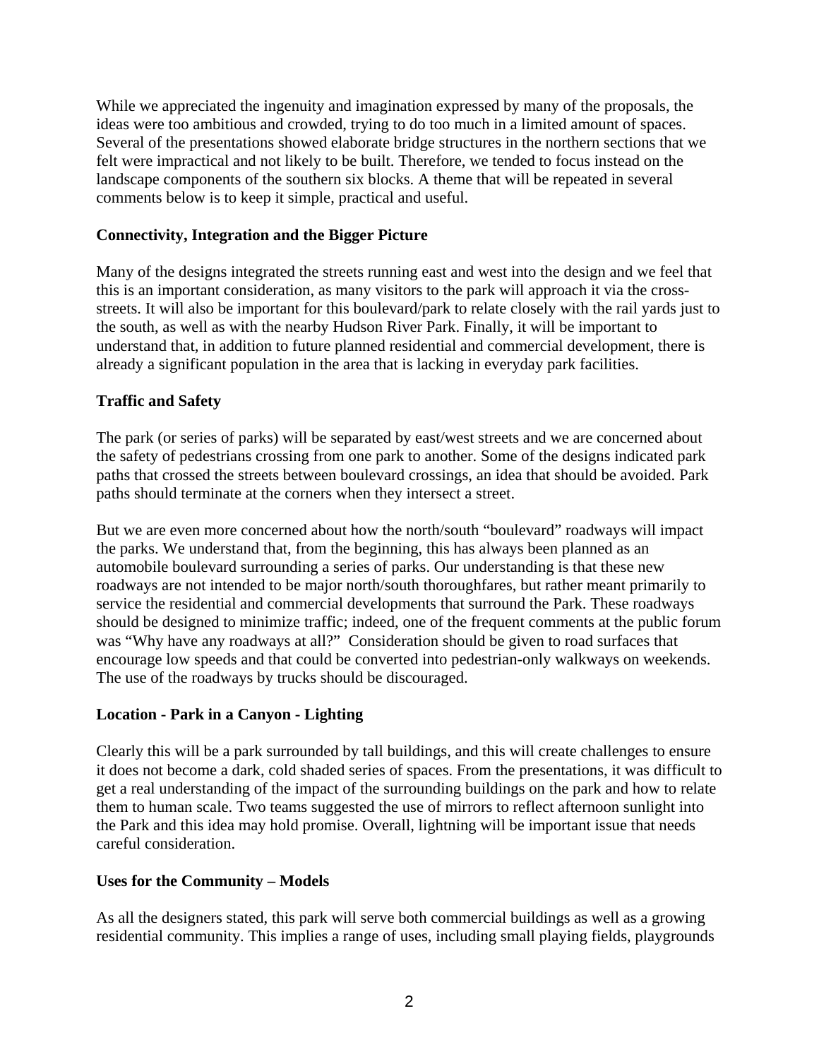While we appreciated the ingenuity and imagination expressed by many of the proposals, the ideas were too ambitious and crowded, trying to do too much in a limited amount of spaces. Several of the presentations showed elaborate bridge structures in the northern sections that we felt were impractical and not likely to be built. Therefore, we tended to focus instead on the landscape components of the southern six blocks. A theme that will be repeated in several comments below is to keep it simple, practical and useful.

**Connectivity, Integration and the Bigger Picture**

Many of the designs integrated the streets running east and west into the design and we feel that this is an important consideration, as many visitors to the park will approach it via the cross-streets. It will also be important for this boulevard/park to relate closely with the rail yards just to the south, as well as with the nearby Hudson River Park. Finally, it will be important to understand that, in addition to future planned residential and commercial development, there is already a significant population in the area that is lacking in everyday park facilities.

**Traffic and Safety**

The park (or series of parks) will be separated by east/west streets and we are concerned about the safety of pedestrians crossing from one park to another. Some of the designs indicated park paths that crossed the streets between boulevard crossings, an idea that should be avoided. Park paths should terminate at the corners when they intersect a street.

But we are even more concerned about how the north/south "boulevard" roadways will impact the parks. We understand that, from the beginning, this has always been planned as an automobile boulevard surrounding a series of parks. Our understanding is that these new roadways are not intended to be major north/south thoroughfares, but rather meant primarily to service the residential and commercial developments that surround the Park. These roadways should be designed to minimize traffic; indeed, one of the frequent comments at the public forum was "Why have any roadways at all?" Consideration should be given to road surfaces that encourage low speeds and that could be converted into pedestrian-only walkways on weekends. The use of the roadways by trucks should be discouraged.

**Location - Park in a Canyon - Lighting**

Clearly this will be a park surrounded by tall buildings, and this will create challenges to ensure it does not become a dark, cold shaded series of spaces. From the presentations, it was difficult to get a real understanding of the impact of the surrounding buildings on the park and how to relate them to human scale. Two teams suggested the use of mirrors to reflect afternoon sunlight into the Park and this idea may hold promise. Overall, lightning will be important issue that needs careful consideration.

**Uses for the Community – Models**

As all the designers stated, this park will serve both commercial buildings as well as a growing residential community. This implies a range of uses, including small playing fields, playgrounds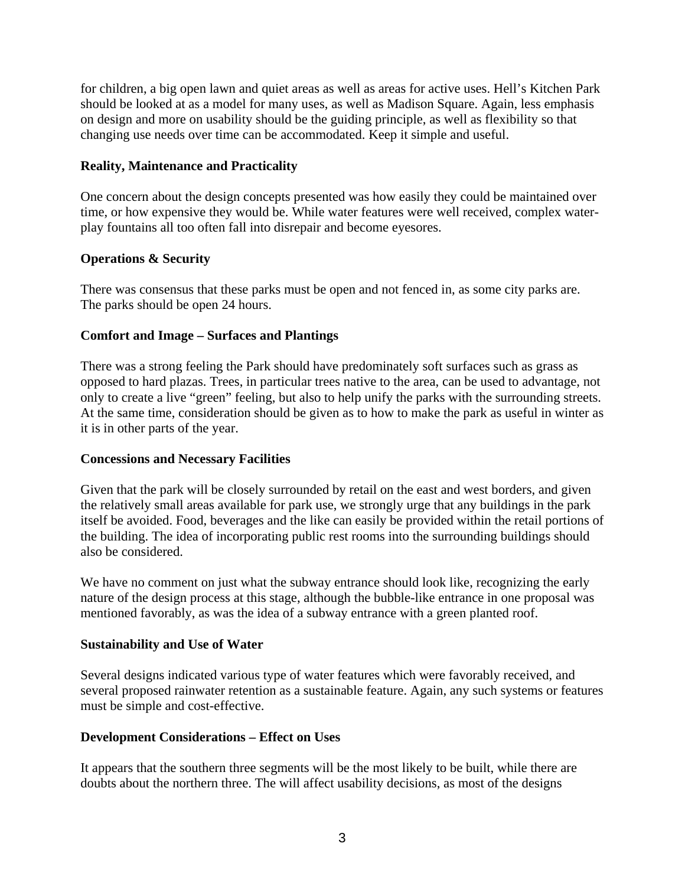for children, a big open lawn and quiet areas as well as areas for active uses. Hell's Kitchen Park should be looked at as a model for many uses, as well as Madison Square. Again, less emphasis on design and more on usability should be the guiding principle, as well as flexibility so that changing use needs over time can be accommodated. Keep it simple and useful.

**Reality, Maintenance and Practicality**

One concern about the design concepts presented was how easily they could be maintained over time, or how expensive they would be. While water features were well received, complex water-play fountains all too often fall into disrepair and become eyesores.

**Operations & Security**

There was consensus that these parks must be open and not fenced in, as some city parks are. The parks should be open 24 hours.

**Comfort and Image – Surfaces and Plantings**

There was a strong feeling the Park should have predominately soft surfaces such as grass as opposed to hard plazas. Trees, in particular trees native to the area, can be used to advantage, not only to create a live "green" feeling, but also to help unify the parks with the surrounding streets. At the same time, consideration should be given as to how to make the park as useful in winter as it is in other parts of the year.

**Concessions and Necessary Facilities**

Given that the park will be closely surrounded by retail on the east and west borders, and given the relatively small areas available for park use, we strongly urge that any buildings in the park itself be avoided. Food, beverages and the like can easily be provided within the retail portions of the building. The idea of incorporating public rest rooms into the surrounding buildings should also be considered.

We have no comment on just what the subway entrance should look like, recognizing the early nature of the design process at this stage, although the bubble-like entrance in one proposal was mentioned favorably, as was the idea of a subway entrance with a green planted roof.

**Sustainability and Use of Water**

Several designs indicated various type of water features which were favorably received, and several proposed rainwater retention as a sustainable feature. Again, any such systems or features must be simple and cost-effective.

**Development Considerations – Effect on Uses**

It appears that the southern three segments will be the most likely to be built, while there are doubts about the northern three. The will affect usability decisions, as most of the designs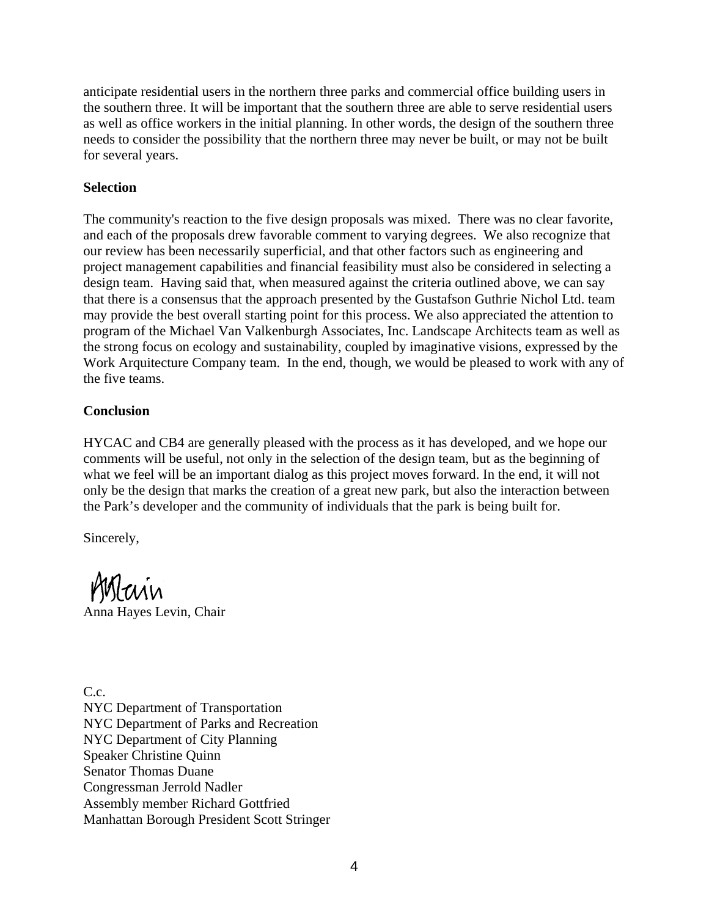anticipate residential users in the northern three parks and commercial office building users in the southern three. It will be important that the southern three are able to serve residential users as well as office workers in the initial planning. In other words, the design of the southern three needs to consider the possibility that the northern three may never be built, or may not be built for several years.

**Selection**

The community's reaction to the five design proposals was mixed. There was no clear favorite, and each of the proposals drew favorable comment to varying degrees. We also recognize that our review has been necessarily superficial, and that other factors such as engineering and project management capabilities and financial feasibility must also be considered in selecting a design team. Having said that, when measured against the criteria outlined above, we can say that there is a consensus that the approach presented by the Gustafson Guthrie Nichol Ltd. team may provide the best overall starting point for this process. We also appreciated the attention to program of the Michael Van Valkenburgh Associates, Inc. Landscape Architects team as well as the strong focus on ecology and sustainability, coupled by imaginative visions, expressed by the Work Arquitecture Company team. In the end, though, we would be pleased to work with any of the five teams.

**Conclusion**

HYCAC and CB4 are generally pleased with the process as it has developed, and we hope our comments will be useful, not only in the selection of the design team, but as the beginning of what we feel will be an important dialog as this project moves forward. In the end, it will not only be the design that marks the creation of a great new park, but also the interaction between the Park's developer and the community of individuals that the park is being built for.

Sincerely,

Anna Hayes Levin, Chair

C.c.
NYC Department of Transportation
NYC Department of Parks and Recreation
NYC Department of City Planning
Speaker Christine Quinn
Senator Thomas Duane
Congressman Jerrold Nadler
Assembly member Richard Gottfried
Manhattan Borough President Scott Stringer